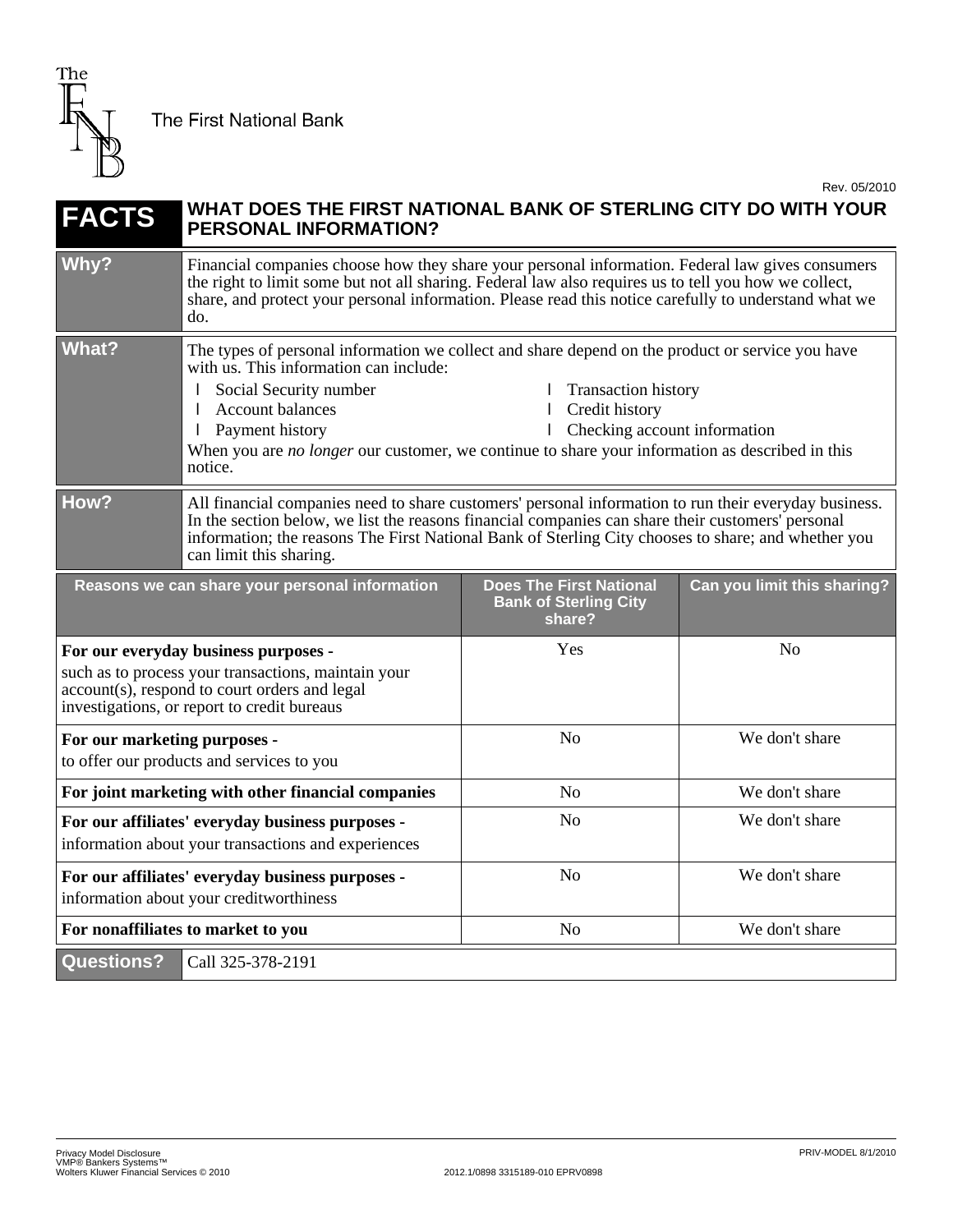The First National Bank

Rev. 05/2010

# FACTS — WHAT DOES THE FIRST NATIONAL BANK OF STERLING CITY DO WITH YOUR PERSONAL INFORMATION?

| | |
|---|---|
| **Why?** | Financial companies choose how they share your personal information. Federal law gives consumers the right to limit some but not all sharing. Federal law also requires us to tell you how we collect, share, and protect your personal information. Please read this notice carefully to understand what we do. |
| **What?** | The types of personal information we collect and share depend on the product or service you have with us. This information can include:<br>• Social Security number<br>• Account balances<br>• Payment history<br>• Transaction history<br>• Credit history<br>• Checking account information<br>When you are *no longer* our customer, we continue to share your information as described in this notice. |
| **How?** | All financial companies need to share customers' personal information to run their everyday business. In the section below, we list the reasons financial companies can share their customers' personal information; the reasons The First National Bank of Sterling City chooses to share; and whether you can limit this sharing. |

| Reasons we can share your personal information | Does The First National Bank of Sterling City share? | Can you limit this sharing? |
|---|---|---|
| **For our everyday business purposes -** such as to process your transactions, maintain your account(s), respond to court orders and legal investigations, or report to credit bureaus | Yes | No |
| **For our marketing purposes -** to offer our products and services to you | No | We don't share |
| **For joint marketing with other financial companies** | No | We don't share |
| **For our affiliates' everyday business purposes -** information about your transactions and experiences | No | We don't share |
| **For our affiliates' everyday business purposes -** information about your creditworthiness | No | We don't share |
| **For nonaffiliates to market to you** | No | We don't share |

| | |
|---|---|
| **Questions?** | Call 325-378-2191 |

Privacy Model Disclosure
VMP® Bankers Systems™
Wolters Kluwer Financial Services © 2010

2012.1/0898 3315189-010 EPRV0898

PRIV-MODEL 8/1/2010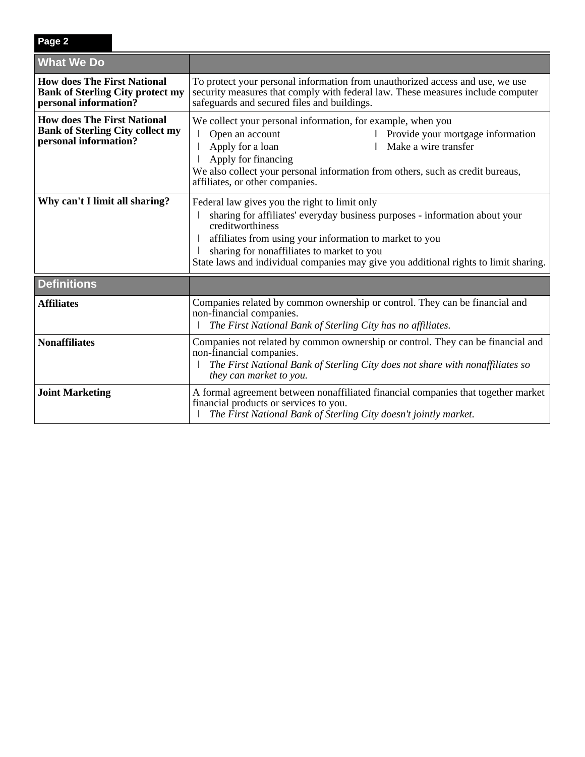| What We Do | |
|---|---|
| **How does The First National Bank of Sterling City protect my personal information?** | To protect your personal information from unauthorized access and use, we use security measures that comply with federal law. These measures include computer safeguards and secured files and buildings. |
| **How does The First National Bank of Sterling City collect my personal information?** | We collect your personal information, for example, when you<br>• Open an account<br>• Apply for a loan<br>• Apply for financing<br>• Provide your mortgage information<br>• Make a wire transfer<br>We also collect your personal information from others, such as credit bureaus, affiliates, or other companies. |
| **Why can't I limit all sharing?** | Federal law gives you the right to limit only<br>• sharing for affiliates' everyday business purposes - information about your creditworthiness<br>• affiliates from using your information to market to you<br>• sharing for nonaffiliates to market to you<br>State laws and individual companies may give you additional rights to limit sharing. |

| Definitions | |
|---|---|
| **Affiliates** | Companies related by common ownership or control. They can be financial and non-financial companies.<br>• *The First National Bank of Sterling City has no affiliates.* |
| **Nonaffiliates** | Companies not related by common ownership or control. They can be financial and non-financial companies.<br>• *The First National Bank of Sterling City does not share with nonaffiliates so they can market to you.* |
| **Joint Marketing** | A formal agreement between nonaffiliated financial companies that together market financial products or services to you.<br>• *The First National Bank of Sterling City doesn't jointly market.* |